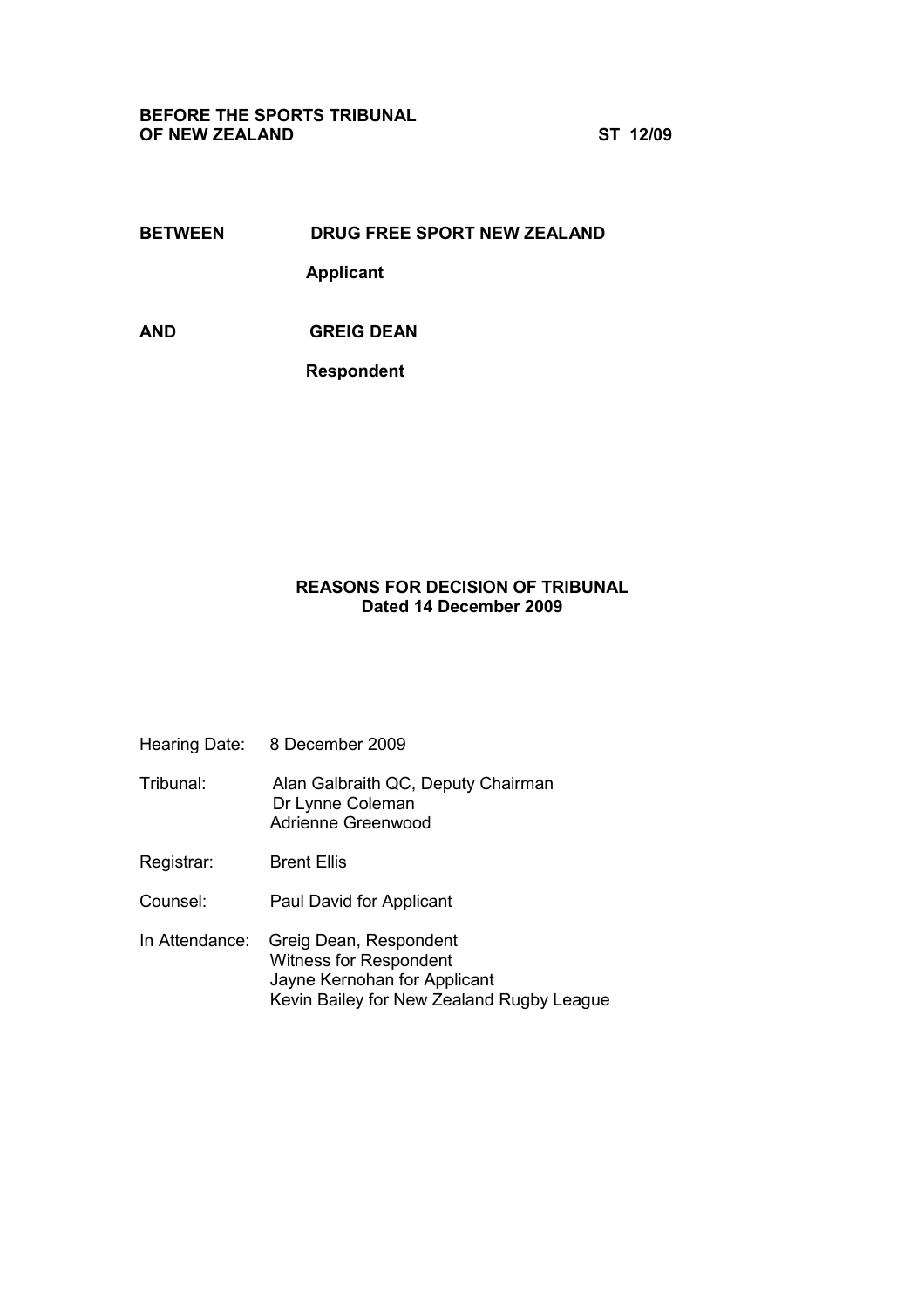**BEFORE THE SPORTS TRIBUNAL**
**OF NEW ZEALAND** **ST 12/09**

**BETWEEN** **DRUG FREE SPORT NEW ZEALAND**

**Applicant**

**AND** **GREIG DEAN**

**Respondent**

**REASONS FOR DECISION OF TRIBUNAL**
**Dated 14 December 2009**

Hearing Date: 8 December 2009

Tribunal: Alan Galbraith QC, Deputy Chairman
Dr Lynne Coleman
Adrienne Greenwood

Registrar: Brent Ellis

Counsel: Paul David for Applicant

In Attendance: Greig Dean, Respondent
Witness for Respondent
Jayne Kernohan for Applicant
Kevin Bailey for New Zealand Rugby League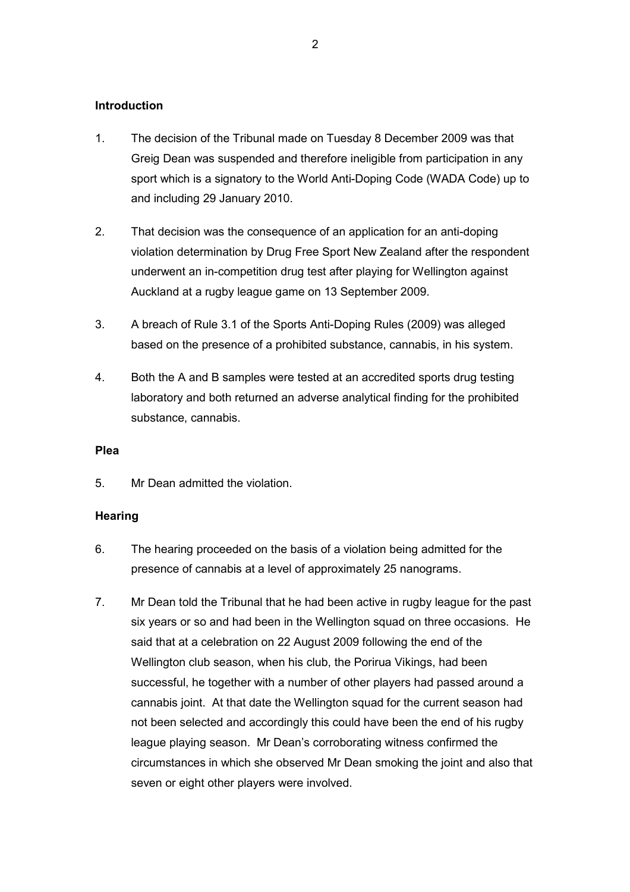## Introduction

1. The decision of the Tribunal made on Tuesday 8 December 2009 was that Greig Dean was suspended and therefore ineligible from participation in any sport which is a signatory to the World Anti-Doping Code (WADA Code) up to and including 29 January 2010.

2. That decision was the consequence of an application for an anti-doping violation determination by Drug Free Sport New Zealand after the respondent underwent an in-competition drug test after playing for Wellington against Auckland at a rugby league game on 13 September 2009.

3. A breach of Rule 3.1 of the Sports Anti-Doping Rules (2009) was alleged based on the presence of a prohibited substance, cannabis, in his system.

4. Both the A and B samples were tested at an accredited sports drug testing laboratory and both returned an adverse analytical finding for the prohibited substance, cannabis.

## Plea

5. Mr Dean admitted the violation.

## Hearing

6. The hearing proceeded on the basis of a violation being admitted for the presence of cannabis at a level of approximately 25 nanograms.

7. Mr Dean told the Tribunal that he had been active in rugby league for the past six years or so and had been in the Wellington squad on three occasions. He said that at a celebration on 22 August 2009 following the end of the Wellington club season, when his club, the Porirua Vikings, had been successful, he together with a number of other players had passed around a cannabis joint. At that date the Wellington squad for the current season had not been selected and accordingly this could have been the end of his rugby league playing season. Mr Dean's corroborating witness confirmed the circumstances in which she observed Mr Dean smoking the joint and also that seven or eight other players were involved.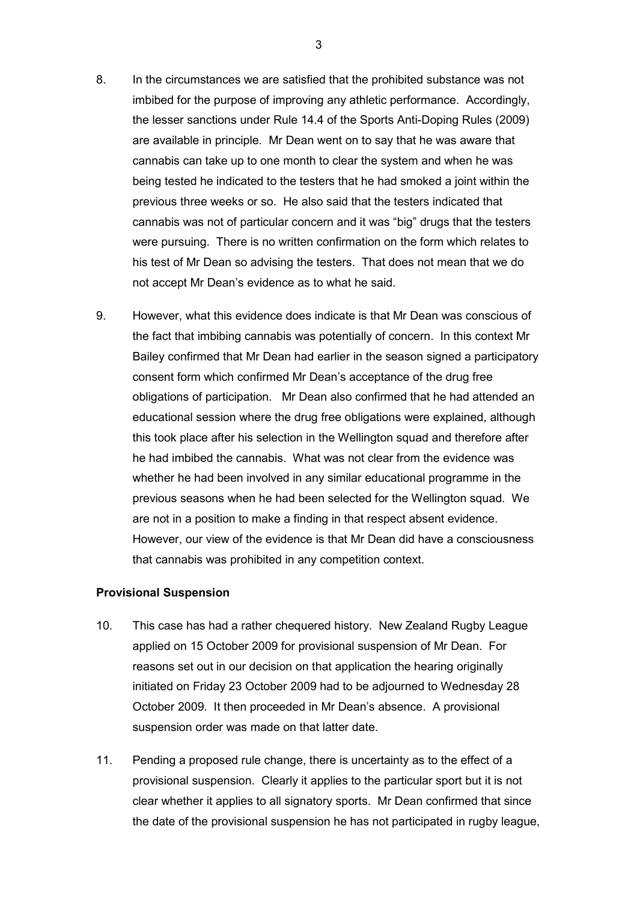8. In the circumstances we are satisfied that the prohibited substance was not imbibed for the purpose of improving any athletic performance. Accordingly, the lesser sanctions under Rule 14.4 of the Sports Anti-Doping Rules (2009) are available in principle. Mr Dean went on to say that he was aware that cannabis can take up to one month to clear the system and when he was being tested he indicated to the testers that he had smoked a joint within the previous three weeks or so. He also said that the testers indicated that cannabis was not of particular concern and it was "big" drugs that the testers were pursuing. There is no written confirmation on the form which relates to his test of Mr Dean so advising the testers. That does not mean that we do not accept Mr Dean's evidence as to what he said.

9. However, what this evidence does indicate is that Mr Dean was conscious of the fact that imbibing cannabis was potentially of concern. In this context Mr Bailey confirmed that Mr Dean had earlier in the season signed a participatory consent form which confirmed Mr Dean's acceptance of the drug free obligations of participation. Mr Dean also confirmed that he had attended an educational session where the drug free obligations were explained, although this took place after his selection in the Wellington squad and therefore after he had imbibed the cannabis. What was not clear from the evidence was whether he had been involved in any similar educational programme in the previous seasons when he had been selected for the Wellington squad. We are not in a position to make a finding in that respect absent evidence. However, our view of the evidence is that Mr Dean did have a consciousness that cannabis was prohibited in any competition context.

**Provisional Suspension**

10. This case has had a rather chequered history. New Zealand Rugby League applied on 15 October 2009 for provisional suspension of Mr Dean. For reasons set out in our decision on that application the hearing originally initiated on Friday 23 October 2009 had to be adjourned to Wednesday 28 October 2009. It then proceeded in Mr Dean's absence. A provisional suspension order was made on that latter date.

11. Pending a proposed rule change, there is uncertainty as to the effect of a provisional suspension. Clearly it applies to the particular sport but it is not clear whether it applies to all signatory sports. Mr Dean confirmed that since the date of the provisional suspension he has not participated in rugby league,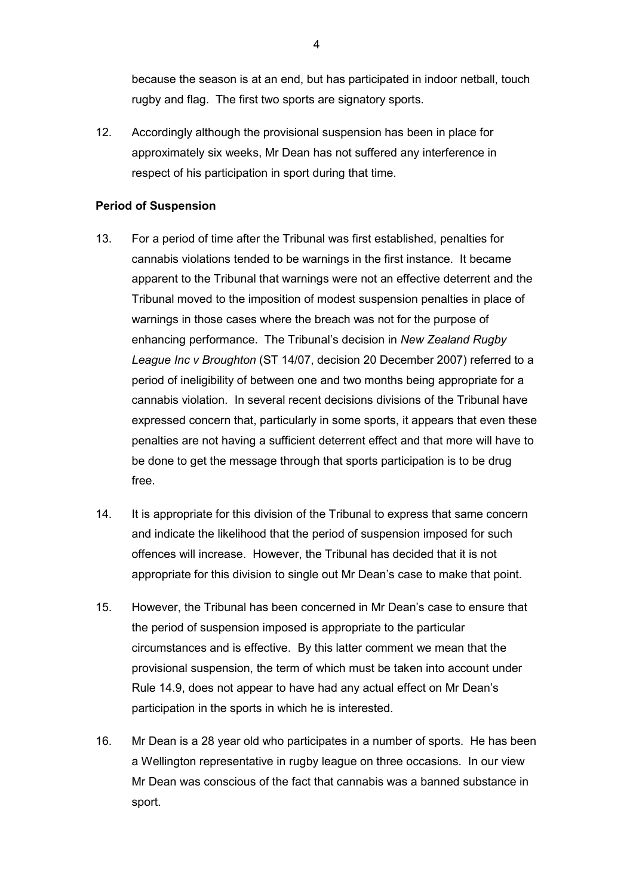because the season is at an end, but has participated in indoor netball, touch rugby and flag. The first two sports are signatory sports.

12. Accordingly although the provisional suspension has been in place for approximately six weeks, Mr Dean has not suffered any interference in respect of his participation in sport during that time.

**Period of Suspension**

13. For a period of time after the Tribunal was first established, penalties for cannabis violations tended to be warnings in the first instance. It became apparent to the Tribunal that warnings were not an effective deterrent and the Tribunal moved to the imposition of modest suspension penalties in place of warnings in those cases where the breach was not for the purpose of enhancing performance. The Tribunal's decision in *New Zealand Rugby League Inc v Broughton* (ST 14/07, decision 20 December 2007) referred to a period of ineligibility of between one and two months being appropriate for a cannabis violation. In several recent decisions divisions of the Tribunal have expressed concern that, particularly in some sports, it appears that even these penalties are not having a sufficient deterrent effect and that more will have to be done to get the message through that sports participation is to be drug free.

14. It is appropriate for this division of the Tribunal to express that same concern and indicate the likelihood that the period of suspension imposed for such offences will increase. However, the Tribunal has decided that it is not appropriate for this division to single out Mr Dean's case to make that point.

15. However, the Tribunal has been concerned in Mr Dean's case to ensure that the period of suspension imposed is appropriate to the particular circumstances and is effective. By this latter comment we mean that the provisional suspension, the term of which must be taken into account under Rule 14.9, does not appear to have had any actual effect on Mr Dean's participation in the sports in which he is interested.

16. Mr Dean is a 28 year old who participates in a number of sports. He has been a Wellington representative in rugby league on three occasions. In our view Mr Dean was conscious of the fact that cannabis was a banned substance in sport.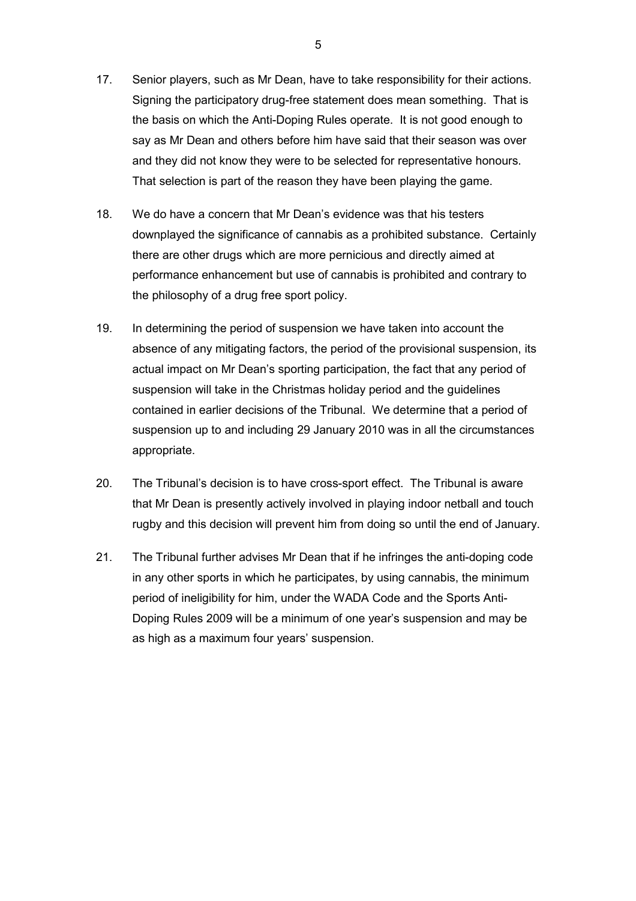17. Senior players, such as Mr Dean, have to take responsibility for their actions. Signing the participatory drug-free statement does mean something. That is the basis on which the Anti-Doping Rules operate. It is not good enough to say as Mr Dean and others before him have said that their season was over and they did not know they were to be selected for representative honours. That selection is part of the reason they have been playing the game.

18. We do have a concern that Mr Dean's evidence was that his testers downplayed the significance of cannabis as a prohibited substance. Certainly there are other drugs which are more pernicious and directly aimed at performance enhancement but use of cannabis is prohibited and contrary to the philosophy of a drug free sport policy.

19. In determining the period of suspension we have taken into account the absence of any mitigating factors, the period of the provisional suspension, its actual impact on Mr Dean's sporting participation, the fact that any period of suspension will take in the Christmas holiday period and the guidelines contained in earlier decisions of the Tribunal. We determine that a period of suspension up to and including 29 January 2010 was in all the circumstances appropriate.

20. The Tribunal's decision is to have cross-sport effect. The Tribunal is aware that Mr Dean is presently actively involved in playing indoor netball and touch rugby and this decision will prevent him from doing so until the end of January.

21. The Tribunal further advises Mr Dean that if he infringes the anti-doping code in any other sports in which he participates, by using cannabis, the minimum period of ineligibility for him, under the WADA Code and the Sports Anti-Doping Rules 2009 will be a minimum of one year's suspension and may be as high as a maximum four years' suspension.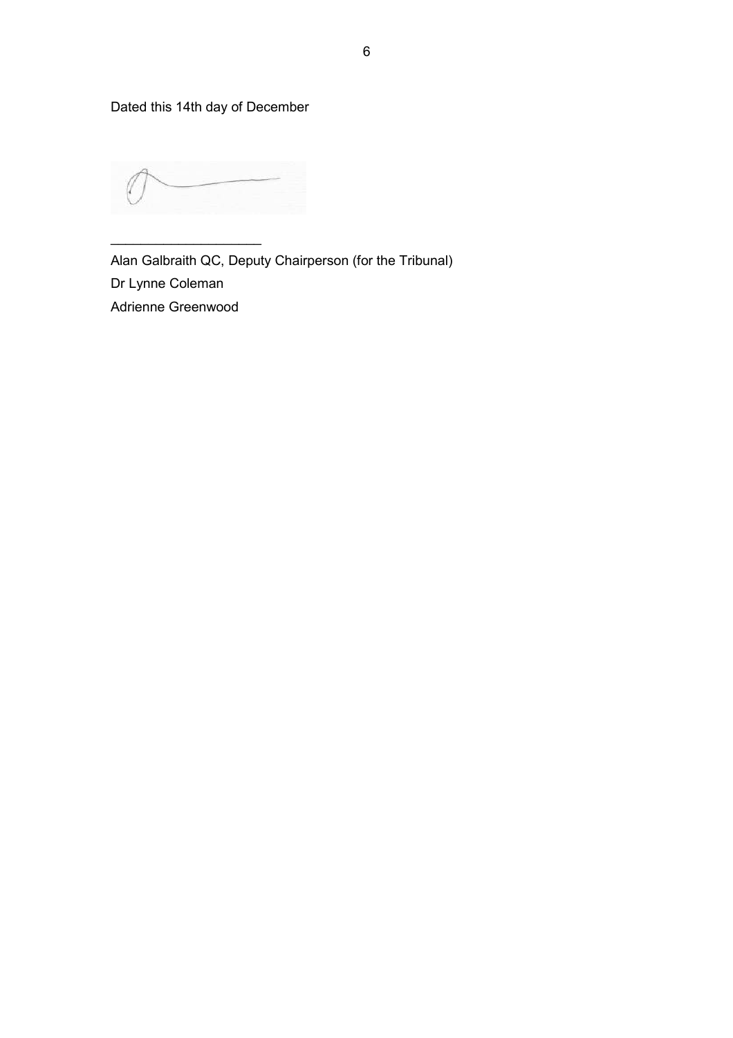Dated this 14th day of December

____________________

Alan Galbraith QC, Deputy Chairperson (for the Tribunal)

Dr Lynne Coleman

Adrienne Greenwood